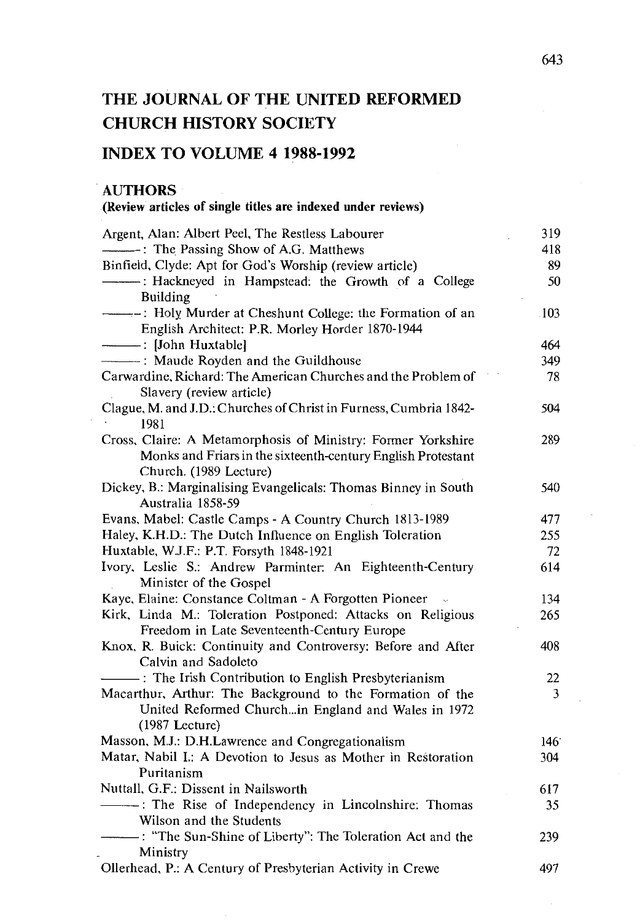# THE JOURNAL OF THE UNITED REFORMED CHURCH HISTORY SOCIETY

## INDEX TO VOLUME 4 1988-1992

### AUTHORS

**(Review articles of single titles are indexed under reviews)**

| | |
|---|---|
| Argent, Alan: Albert Peel, The Restless Labourer | 319 |
| ———: The Passing Show of A.G. Matthews | 418 |
| Binfield, Clyde: Apt for God's Worship (review article) | 89 |
| ———: Hackneyed in Hampstead: the Growth of a College Building | 50 |
| ———: Holy Murder at Cheshunt College: the Formation of an English Architect: P.R. Morley Horder 1870-1944 | 103 |
| ———: [John Huxtable] | 464 |
| ———: Maude Royden and the Guildhouse | 349 |
| Carwardine, Richard: The American Churches and the Problem of Slavery (review article) | 78 |
| Clague, M. and J.D.: Churches of Christ in Furness, Cumbria 1842-1981 | 504 |
| Cross, Claire: A Metamorphosis of Ministry: Former Yorkshire Monks and Friars in the sixteenth-century English Protestant Church. (1989 Lecture) | 289 |
| Dickey, B.: Marginalising Evangelicals: Thomas Binney in South Australia 1858-59 | 540 |
| Evans, Mabel: Castle Camps - A Country Church 1813-1989 | 477 |
| Haley, K.H.D.: The Dutch Influence on English Toleration | 255 |
| Huxtable, W.J.F.: P.T. Forsyth 1848-1921 | 72 |
| Ivory, Leslie S.: Andrew Parminter: An Eighteenth-Century Minister of the Gospel | 614 |
| Kaye, Elaine: Constance Coltman - A Forgotten Pioneer | 134 |
| Kirk, Linda M.: Toleration Postponed: Attacks on Religious Freedom in Late Seventeenth-Century Europe | 265 |
| Knox, R. Buick: Continuity and Controversy: Before and After Calvin and Sadoleto | 408 |
| ———: The Irish Contribution to English Presbyterianism | 22 |
| Macarthur, Arthur: The Background to the Formation of the United Reformed Church...in England and Wales in 1972 (1987 Lecture) | 3 |
| Masson, M.J.: D.H.Lawrence and Congregationalism | 146 |
| Matar, Nabil I.: A Devotion to Jesus as Mother in Restoration Puritanism | 304 |
| Nuttall, G.F.: Dissent in Nailsworth | 617 |
| ———: The Rise of Independency in Lincolnshire: Thomas Wilson and the Students | 35 |
| ———: "The Sun-Shine of Liberty": The Toleration Act and the Ministry | 239 |
| Ollerhead, P.: A Century of Presbyterian Activity in Crewe | 497 |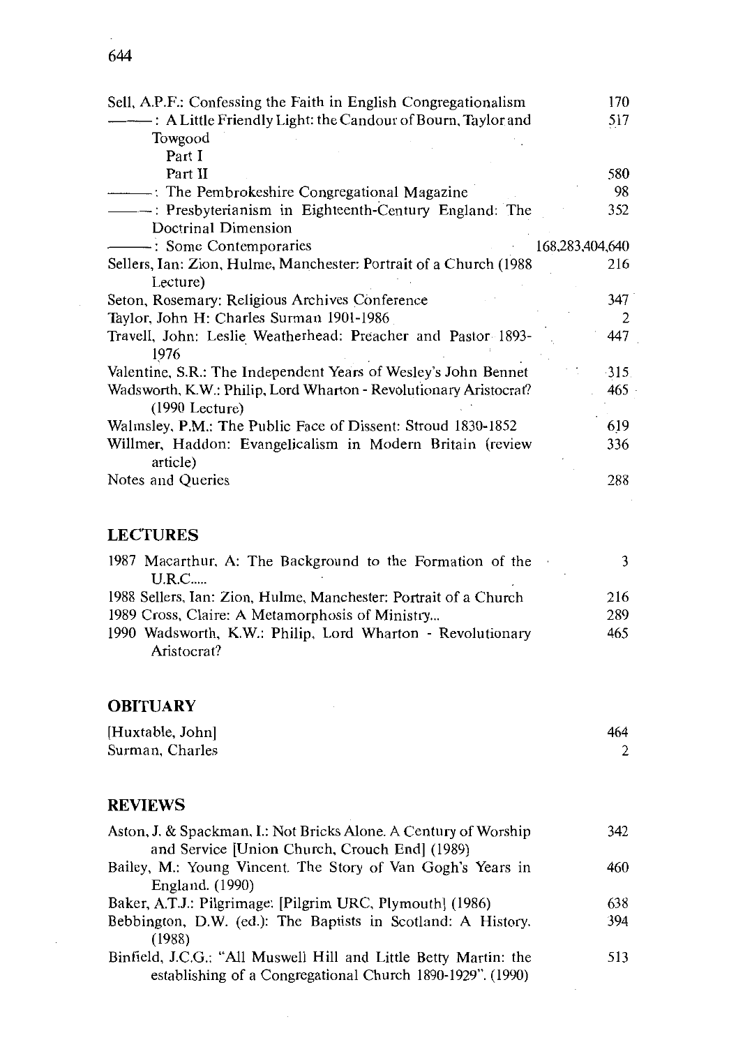Sell, A.P.F.: Confessing the Faith in English Congregationalism 170

———: A Little Friendly Light: the Candour of Bourn, Taylor and Towgood

Part I 517

Part II 580

———: The Pembrokeshire Congregational Magazine 98

———: Presbyterianism in Eighteenth-Century England: The Doctrinal Dimension 352

———: Some Contemporaries 168,283,404,640

Sellers, Ian: Zion, Hulme, Manchester: Portrait of a Church (1988 Lecture) 216

Seton, Rosemary: Religious Archives Conference 347

Taylor, John H: Charles Surman 1901-1986 2

Travell, John: Leslie Weatherhead: Preacher and Pastor 1893-1976 447

Valentine, S.R.: The Independent Years of Wesley's John Bennet 315

Wadsworth, K.W.: Philip, Lord Wharton - Revolutionary Aristocrat? (1990 Lecture) 465

Walmsley, P.M.: The Public Face of Dissent: Stroud 1830-1852 619

Willmer, Haddon: Evangelicalism in Modern Britain (review article) 336

Notes and Queries 288

## LECTURES

1987 Macarthur, A: The Background to the Formation of the U.R.C..... 3

1988 Sellers, Ian: Zion, Hulme, Manchester: Portrait of a Church 216

1989 Cross, Claire: A Metamorphosis of Ministry... 289

1990 Wadsworth, K.W.: Philip, Lord Wharton - Revolutionary Aristocrat? 465

## OBITUARY

[Huxtable, John] 464

Surman, Charles 2

## REVIEWS

Aston, J. & Spackman, I.: Not Bricks Alone. A Century of Worship and Service [Union Church, Crouch End] (1989) 342

Bailey, M.: Young Vincent. The Story of Van Gogh's Years in England. (1990) 460

Baker, A.T.J.: Pilgrimage: [Pilgrim URC, Plymouth] (1986) 638

Bebbington, D.W. (ed.): The Baptists in Scotland: A History. (1988) 394

Binfield, J.C.G.: "All Muswell Hill and Little Betty Martin: the establishing of a Congregational Church 1890-1929". (1990) 513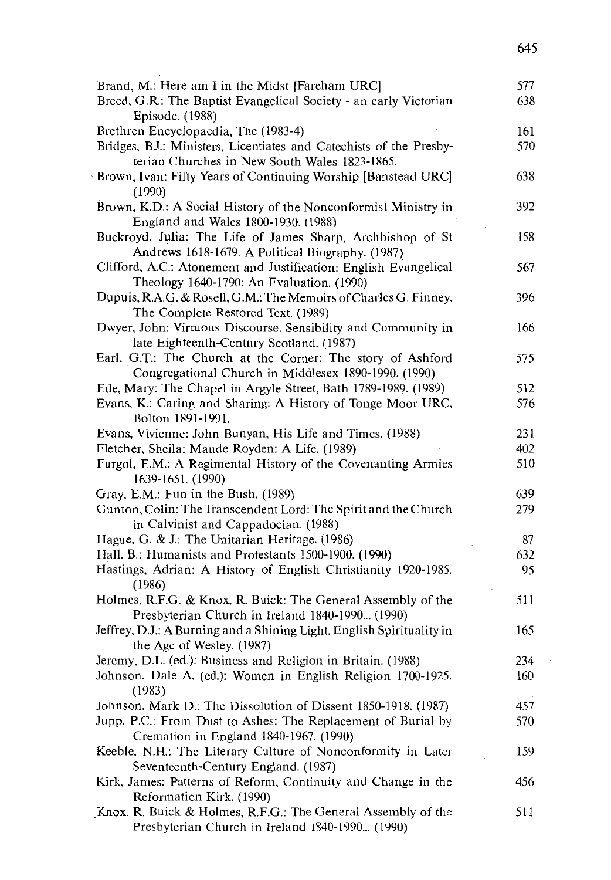| | |
|---|---|
| Brand, M.: Here am I in the Midst [Fareham URC] | 577 |
| Breed, G.R.: The Baptist Evangelical Society - an early Victorian Episode. (1988) | 638 |
| Brethren Encyclopaedia, The (1983-4) | 161 |
| Bridges, B.J.: Ministers, Licentiates and Catechists of the Presbyterian Churches in New South Wales 1823-1865. | 570 |
| Brown, Ivan: Fifty Years of Continuing Worship [Banstead URC] (1990) | 638 |
| Brown, K.D.: A Social History of the Nonconformist Ministry in England and Wales 1800-1930. (1988) | 392 |
| Buckroyd, Julia: The Life of James Sharp, Archbishop of St Andrews 1618-1679. A Political Biography. (1987) | 158 |
| Clifford, A.C.: Atonement and Justification: English Evangelical Theology 1640-1790: An Evaluation. (1990) | 567 |
| Dupuis, R.A.G. & Rosell, G.M.: The Memoirs of Charles G. Finney. The Complete Restored Text. (1989) | 396 |
| Dwyer, John: Virtuous Discourse: Sensibility and Community in late Eighteenth-Century Scotland. (1987) | 166 |
| Earl, G.T.: The Church at the Corner: The story of Ashford Congregational Church in Middlesex 1890-1990. (1990) | 575 |
| Ede, Mary: The Chapel in Argyle Street, Bath 1789-1989. (1989) | 512 |
| Evans, K.: Caring and Sharing: A History of Tonge Moor URC, Bolton 1891-1991. | 576 |
| Evans, Vivienne: John Bunyan, His Life and Times. (1988) | 231 |
| Fletcher, Sheila: Maude Royden: A Life. (1989) | 402 |
| Furgol, E.M.: A Regimental History of the Covenanting Armies 1639-1651. (1990) | 510 |
| Gray, E.M.: Fun in the Bush. (1989) | 639 |
| Gunton, Colin: The Transcendent Lord: The Spirit and the Church in Calvinist and Cappadocian. (1988) | 279 |
| Hague, G. & J.: The Unitarian Heritage. (1986) | 87 |
| Hall, B.: Humanists and Protestants 1500-1900. (1990) | 632 |
| Hastings, Adrian: A History of English Christianity 1920-1985. (1986) | 95 |
| Holmes, R.F.G. & Knox, R. Buick: The General Assembly of the Presbyterian Church in Ireland 1840-1990... (1990) | 511 |
| Jeffrey, D.J.: A Burning and a Shining Light. English Spirituality in the Age of Wesley. (1987) | 165 |
| Jeremy, D.L. (ed.): Business and Religion in Britain. (1988) | 234 |
| Johnson, Dale A. (ed.): Women in English Religion 1700-1925. (1983) | 160 |
| Johnson, Mark D.: The Dissolution of Dissent 1850-1918. (1987) | 457 |
| Jupp, P.C.: From Dust to Ashes: The Replacement of Burial by Cremation in England 1840-1967. (1990) | 570 |
| Keeble, N.H.: The Literary Culture of Nonconformity in Later Seventeenth-Century England. (1987) | 159 |
| Kirk, James: Patterns of Reform, Continuity and Change in the Reformation Kirk. (1990) | 456 |
| Knox, R. Buick & Holmes, R.F.G.: The General Assembly of the Presbyterian Church in Ireland 1840-1990... (1990) | 511 |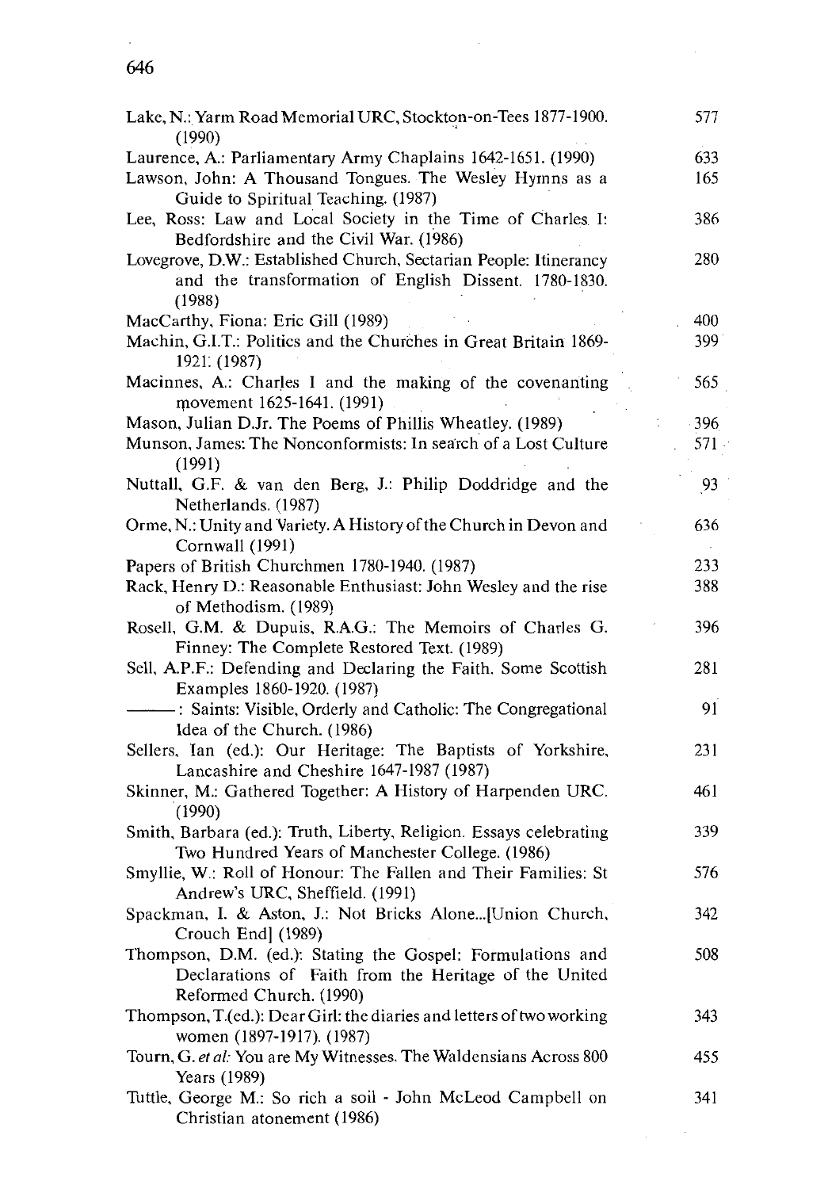| | |
|---|---|
| Lake, N.: Yarm Road Memorial URC, Stockton-on-Tees 1877-1900. (1990) | 577 |
| Laurence, A.: Parliamentary Army Chaplains 1642-1651. (1990) | 633 |
| Lawson, John: A Thousand Tongues. The Wesley Hymns as a Guide to Spiritual Teaching. (1987) | 165 |
| Lee, Ross: Law and Local Society in the Time of Charles I: Bedfordshire and the Civil War. (1986) | 386 |
| Lovegrove, D.W.: Established Church, Sectarian People: Itinerancy and the transformation of English Dissent. 1780-1830. (1988) | 280 |
| MacCarthy, Fiona: Eric Gill (1989) | 400 |
| Machin, G.I.T.: Politics and the Churches in Great Britain 1869-1921. (1987) | 399 |
| Macinnes, A.: Charles I and the making of the covenanting movement 1625-1641. (1991) | 565 |
| Mason, Julian D.Jr. The Poems of Phillis Wheatley. (1989) | 396 |
| Munson, James: The Nonconformists: In search of a Lost Culture (1991) | 571 |
| Nuttall, G.F. & van den Berg, J.: Philip Doddridge and the Netherlands. (1987) | 93 |
| Orme, N.: Unity and Variety. A History of the Church in Devon and Cornwall (1991) | 636 |
| Papers of British Churchmen 1780-1940. (1987) | 233 |
| Rack, Henry D.: Reasonable Enthusiast: John Wesley and the rise of Methodism. (1989) | 388 |
| Rosell, G.M. & Dupuis, R.A.G.: The Memoirs of Charles G. Finney: The Complete Restored Text. (1989) | 396 |
| Sell, A.P.F.: Defending and Declaring the Faith. Some Scottish Examples 1860-1920. (1987) | 281 |
| ———: Saints: Visible, Orderly and Catholic: The Congregational Idea of the Church. (1986) | 91 |
| Sellers, Ian (ed.): Our Heritage: The Baptists of Yorkshire, Lancashire and Cheshire 1647-1987 (1987) | 231 |
| Skinner, M.: Gathered Together: A History of Harpenden URC. (1990) | 461 |
| Smith, Barbara (ed.): Truth, Liberty, Religion. Essays celebrating Two Hundred Years of Manchester College. (1986) | 339 |
| Smyllie, W.: Roll of Honour: The Fallen and Their Families: St Andrew's URC, Sheffield. (1991) | 576 |
| Spackman, I. & Aston, J.: Not Bricks Alone...[Union Church, Crouch End] (1989) | 342 |
| Thompson, D.M. (ed.): Stating the Gospel: Formulations and Declarations of Faith from the Heritage of the United Reformed Church. (1990) | 508 |
| Thompson, T.(ed.): Dear Girl: the diaries and letters of two working women (1897-1917). (1987) | 343 |
| Tourn, G. *et al*: You are My Witnesses. The Waldensians Across 800 Years (1989) | 455 |
| Tuttle, George M.: So rich a soil - John McLeod Campbell on Christian atonement (1986) | 341 |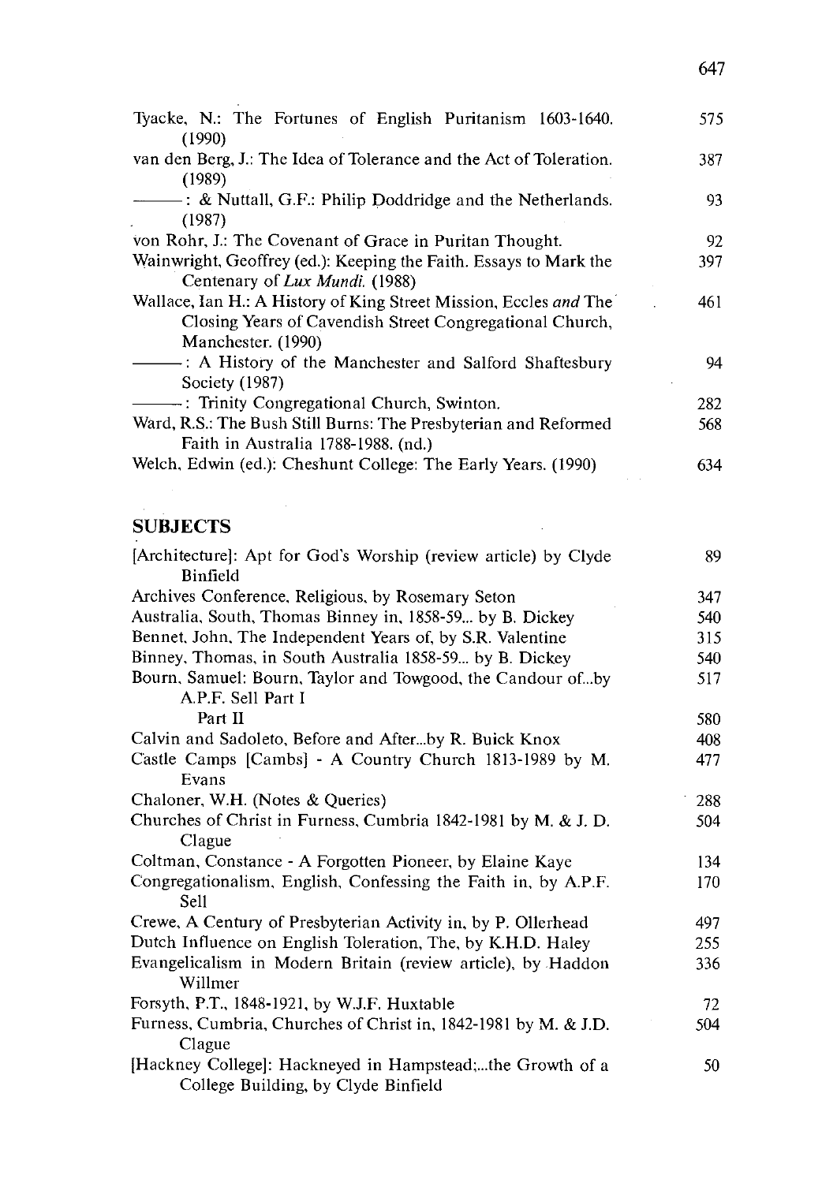Tyacke, N.: The Fortunes of English Puritanism 1603-1640. (1990) 575

van den Berg, J.: The Idea of Tolerance and the Act of Toleration. (1989) 387

———: & Nuttall, G.F.: Philip Doddridge and the Netherlands. (1987) 93

von Rohr, J.: The Covenant of Grace in Puritan Thought. 92

Wainwright, Geoffrey (ed.): Keeping the Faith. Essays to Mark the Centenary of *Lux Mundi.* (1988) 397

Wallace, Ian H.: A History of King Street Mission, Eccles *and* The Closing Years of Cavendish Street Congregational Church, Manchester. (1990) 461

———: A History of the Manchester and Salford Shaftesbury Society (1987) 94

———: Trinity Congregational Church, Swinton. 282

Ward, R.S.: The Bush Still Burns: The Presbyterian and Reformed Faith in Australia 1788-1988. (nd.) 568

Welch, Edwin (ed.): Cheshunt College: The Early Years. (1990) 634

## SUBJECTS

[Architecture]: Apt for God's Worship (review article) by Clyde Binfield 89

Archives Conference, Religious, by Rosemary Seton 347

Australia, South, Thomas Binney in, 1858-59... by B. Dickey 540

Bennet, John, The Independent Years of, by S.R. Valentine 315

Binney, Thomas, in South Australia 1858-59... by B. Dickey 540

Bourn, Samuel: Bourn, Taylor and Towgood, the Candour of...by A.P.F. Sell Part I 517

Part II 580

Calvin and Sadoleto, Before and After...by R. Buick Knox 408

Castle Camps [Cambs] - A Country Church 1813-1989 by M. Evans 477

Chaloner, W.H. (Notes & Queries) 288

Churches of Christ in Furness, Cumbria 1842-1981 by M. & J. D. Clague 504

Coltman, Constance - A Forgotten Pioneer, by Elaine Kaye 134

Congregationalism, English, Confessing the Faith in, by A.P.F. Sell 170

Crewe, A Century of Presbyterian Activity in, by P. Ollerhead 497

Dutch Influence on English Toleration, The, by K.H.D. Haley 255

Evangelicalism in Modern Britain (review article), by Haddon Willmer 336

Forsyth, P.T., 1848-1921, by W.J.F. Huxtable 72

Furness, Cumbria, Churches of Christ in, 1842-1981 by M. & J.D. Clague 504

[Hackney College]: Hackneyed in Hampstead;...the Growth of a College Building, by Clyde Binfield 50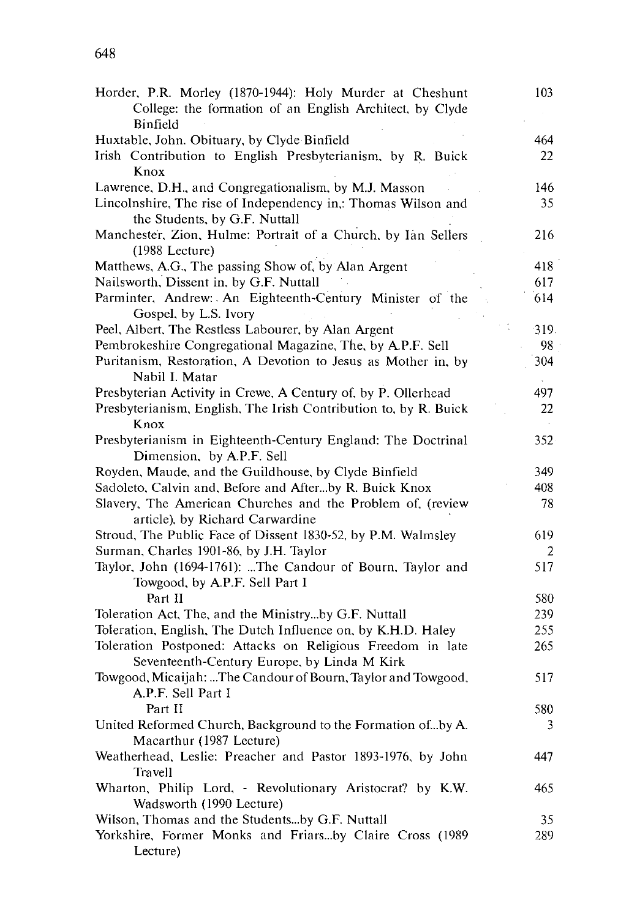| | |
|---|---|
| Horder, P.R. Morley (1870-1944): Holy Murder at Cheshunt College: the formation of an English Architect, by Clyde Binfield | 103 |
| Huxtable, John. Obituary, by Clyde Binfield | 464 |
| Irish Contribution to English Presbyterianism, by R. Buick Knox | 22 |
| Lawrence, D.H., and Congregationalism, by M.J. Masson | 146 |
| Lincolnshire, The rise of Independency in,: Thomas Wilson and the Students, by G.F. Nuttall | 35 |
| Manchester, Zion, Hulme: Portrait of a Church, by Ian Sellers (1988 Lecture) | 216 |
| Matthews, A.G., The passing Show of, by Alan Argent | 418 |
| Nailsworth, Dissent in, by G.F. Nuttall | 617 |
| Parminter, Andrew: An Eighteenth-Century Minister of the Gospel, by L.S. Ivory | 614 |
| Peel, Albert, The Restless Labourer, by Alan Argent | 319 |
| Pembrokeshire Congregational Magazine, The, by A.P.F. Sell | 98 |
| Puritanism, Restoration, A Devotion to Jesus as Mother in, by Nabil I. Matar | 304 |
| Presbyterian Activity in Crewe, A Century of, by P. Ollerhead | 497 |
| Presbyterianism, English, The Irish Contribution to, by R. Buick Knox | 22 |
| Presbyterianism in Eighteenth-Century England: The Doctrinal Dimension, by A.P.F. Sell | 352 |
| Royden, Maude, and the Guildhouse, by Clyde Binfield | 349 |
| Sadoleto, Calvin and, Before and After...by R. Buick Knox | 408 |
| Slavery, The American Churches and the Problem of, (review article), by Richard Carwardine | 78 |
| Stroud, The Public Face of Dissent 1830-52, by P.M. Walmsley | 619 |
| Surman, Charles 1901-86, by J.H. Taylor | 2 |
| Taylor, John (1694-1761): ...The Candour of Bourn, Taylor and Towgood, by A.P.F. Sell Part I | 517 |
| Part II | 580 |
| Toleration Act, The, and the Ministry...by G.F. Nuttall | 239 |
| Toleration, English, The Dutch Influence on, by K.H.D. Haley | 255 |
| Toleration Postponed: Attacks on Religious Freedom in late Seventeenth-Century Europe, by Linda M Kirk | 265 |
| Towgood, Micaijah: ...The Candour of Bourn, Taylor and Towgood, A.P.F. Sell Part I | 517 |
| Part II | 580 |
| United Reformed Church, Background to the Formation of...by A. Macarthur (1987 Lecture) | 3 |
| Weatherhead, Leslie: Preacher and Pastor 1893-1976, by John Travell | 447 |
| Wharton, Philip Lord, - Revolutionary Aristocrat? by K.W. Wadsworth (1990 Lecture) | 465 |
| Wilson, Thomas and the Students...by G.F. Nuttall | 35 |
| Yorkshire, Former Monks and Friars...by Claire Cross (1989 Lecture) | 289 |